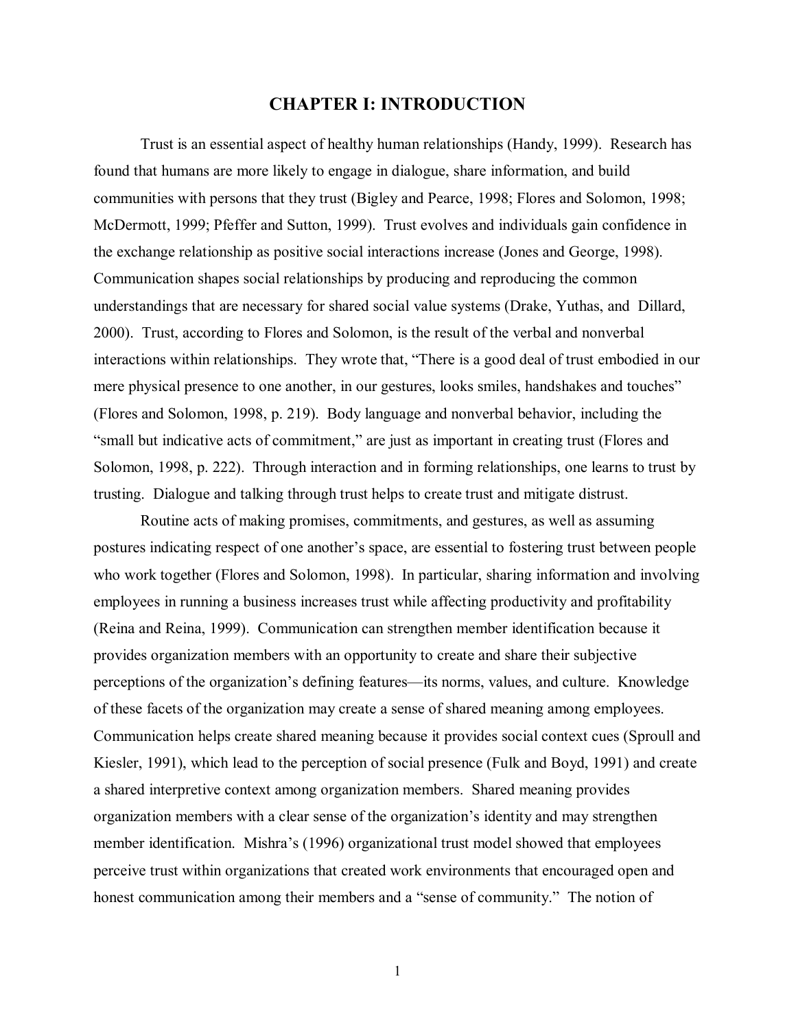# CHAPTER I: INTRODUCTION

Trust is an essential aspect of healthy human relationships (Handy, 1999). Research has found that humans are more likely to engage in dialogue, share information, and build communities with persons that they trust (Bigley and Pearce, 1998; Flores and Solomon, 1998; McDermott, 1999; Pfeffer and Sutton, 1999). Trust evolves and individuals gain confidence in the exchange relationship as positive social interactions increase (Jones and George, 1998). Communication shapes social relationships by producing and reproducing the common understandings that are necessary for shared social value systems (Drake, Yuthas, and Dillard, 2000). Trust, according to Flores and Solomon, is the result of the verbal and nonverbal interactions within relationships. They wrote that, "There is a good deal of trust embodied in our mere physical presence to one another, in our gestures, looks smiles, handshakes and touches" (Flores and Solomon, 1998, p. 219). Body language and nonverbal behavior, including the "small but indicative acts of commitment," are just as important in creating trust (Flores and Solomon, 1998, p. 222). Through interaction and in forming relationships, one learns to trust by trusting. Dialogue and talking through trust helps to create trust and mitigate distrust.

Routine acts of making promises, commitments, and gestures, as well as assuming postures indicating respect of one another's space, are essential to fostering trust between people who work together (Flores and Solomon, 1998). In particular, sharing information and involving employees in running a business increases trust while affecting productivity and profitability (Reina and Reina, 1999). Communication can strengthen member identification because it provides organization members with an opportunity to create and share their subjective perceptions of the organization's defining features—its norms, values, and culture. Knowledge of these facets of the organization may create a sense of shared meaning among employees. Communication helps create shared meaning because it provides social context cues (Sproull and Kiesler, 1991), which lead to the perception of social presence (Fulk and Boyd, 1991) and create a shared interpretive context among organization members. Shared meaning provides organization members with a clear sense of the organization's identity and may strengthen member identification. Mishra's (1996) organizational trust model showed that employees perceive trust within organizations that created work environments that encouraged open and honest communication among their members and a "sense of community." The notion of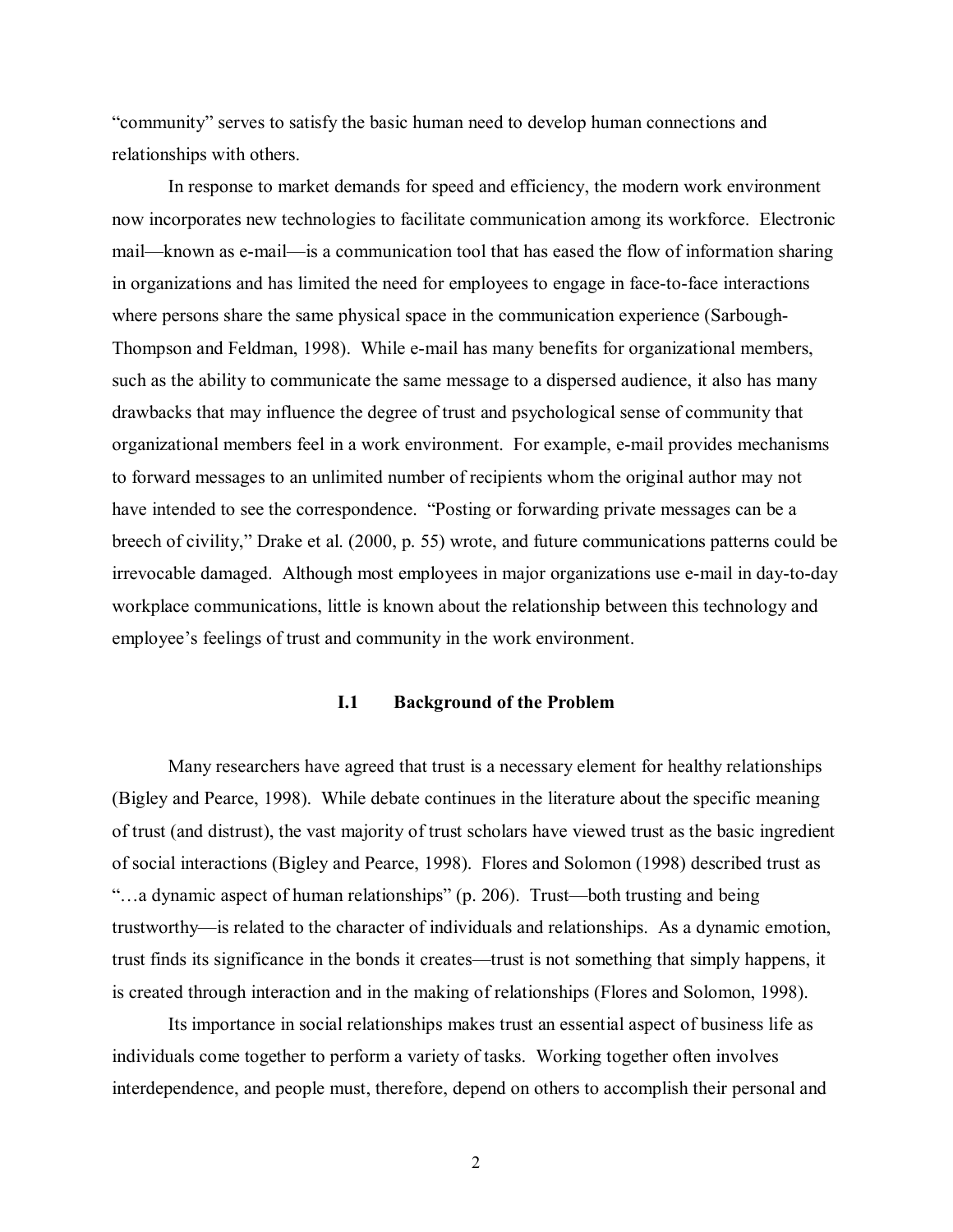"community" serves to satisfy the basic human need to develop human connections and relationships with others.

In response to market demands for speed and efficiency, the modern work environment now incorporates new technologies to facilitate communication among its workforce. Electronic mail—known as e-mail—is a communication tool that has eased the flow of information sharing in organizations and has limited the need for employees to engage in face-to-face interactions where persons share the same physical space in the communication experience (Sarbough-Thompson and Feldman, 1998). While e-mail has many benefits for organizational members, such as the ability to communicate the same message to a dispersed audience, it also has many drawbacks that may influence the degree of trust and psychological sense of community that organizational members feel in a work environment. For example, e-mail provides mechanisms to forward messages to an unlimited number of recipients whom the original author may not have intended to see the correspondence. "Posting or forwarding private messages can be a breech of civility," Drake et al. (2000, p. 55) wrote, and future communications patterns could be irrevocable damaged. Although most employees in major organizations use e-mail in day-to-day workplace communications, little is known about the relationship between this technology and employee's feelings of trust and community in the work environment.

## I.1 Background of the Problem

Many researchers have agreed that trust is a necessary element for healthy relationships (Bigley and Pearce, 1998). While debate continues in the literature about the specific meaning of trust (and distrust), the vast majority of trust scholars have viewed trust as the basic ingredient of social interactions (Bigley and Pearce, 1998). Flores and Solomon (1998) described trust as "…a dynamic aspect of human relationships" (p. 206). Trust—both trusting and being trustworthy—is related to the character of individuals and relationships. As a dynamic emotion, trust finds its significance in the bonds it creates—trust is not something that simply happens, it is created through interaction and in the making of relationships (Flores and Solomon, 1998).

Its importance in social relationships makes trust an essential aspect of business life as individuals come together to perform a variety of tasks. Working together often involves interdependence, and people must, therefore, depend on others to accomplish their personal and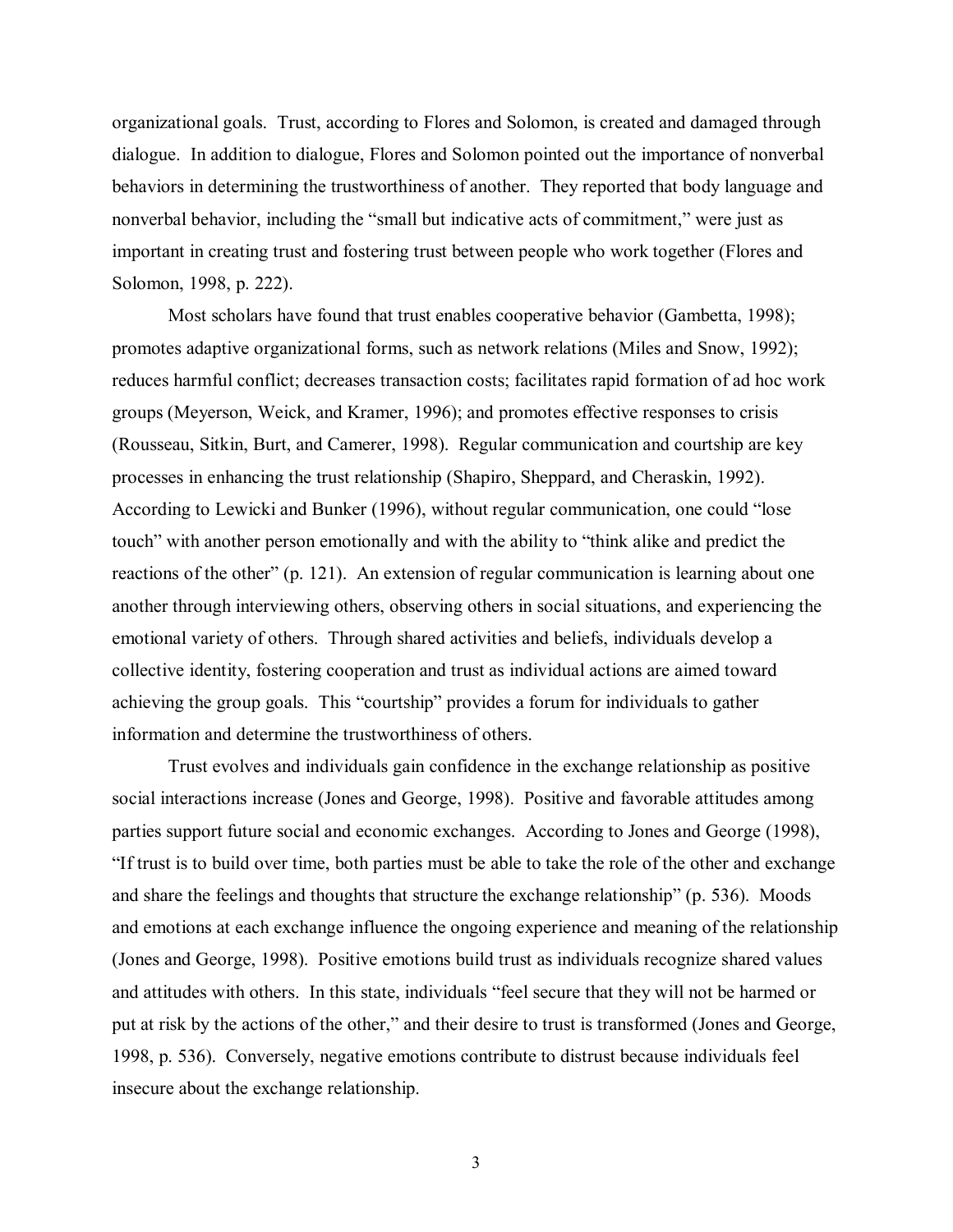organizational goals. Trust, according to Flores and Solomon, is created and damaged through dialogue. In addition to dialogue, Flores and Solomon pointed out the importance of nonverbal behaviors in determining the trustworthiness of another. They reported that body language and nonverbal behavior, including the "small but indicative acts of commitment," were just as important in creating trust and fostering trust between people who work together (Flores and Solomon, 1998, p. 222).

Most scholars have found that trust enables cooperative behavior (Gambetta, 1998); promotes adaptive organizational forms, such as network relations (Miles and Snow, 1992); reduces harmful conflict; decreases transaction costs; facilitates rapid formation of ad hoc work groups (Meyerson, Weick, and Kramer, 1996); and promotes effective responses to crisis (Rousseau, Sitkin, Burt, and Camerer, 1998). Regular communication and courtship are key processes in enhancing the trust relationship (Shapiro, Sheppard, and Cheraskin, 1992). According to Lewicki and Bunker (1996), without regular communication, one could "lose touch" with another person emotionally and with the ability to "think alike and predict the reactions of the other" (p. 121). An extension of regular communication is learning about one another through interviewing others, observing others in social situations, and experiencing the emotional variety of others. Through shared activities and beliefs, individuals develop a collective identity, fostering cooperation and trust as individual actions are aimed toward achieving the group goals. This "courtship" provides a forum for individuals to gather information and determine the trustworthiness of others.

Trust evolves and individuals gain confidence in the exchange relationship as positive social interactions increase (Jones and George, 1998). Positive and favorable attitudes among parties support future social and economic exchanges. According to Jones and George (1998), "If trust is to build over time, both parties must be able to take the role of the other and exchange and share the feelings and thoughts that structure the exchange relationship" (p. 536). Moods and emotions at each exchange influence the ongoing experience and meaning of the relationship (Jones and George, 1998). Positive emotions build trust as individuals recognize shared values and attitudes with others. In this state, individuals "feel secure that they will not be harmed or put at risk by the actions of the other," and their desire to trust is transformed (Jones and George, 1998, p. 536). Conversely, negative emotions contribute to distrust because individuals feel insecure about the exchange relationship.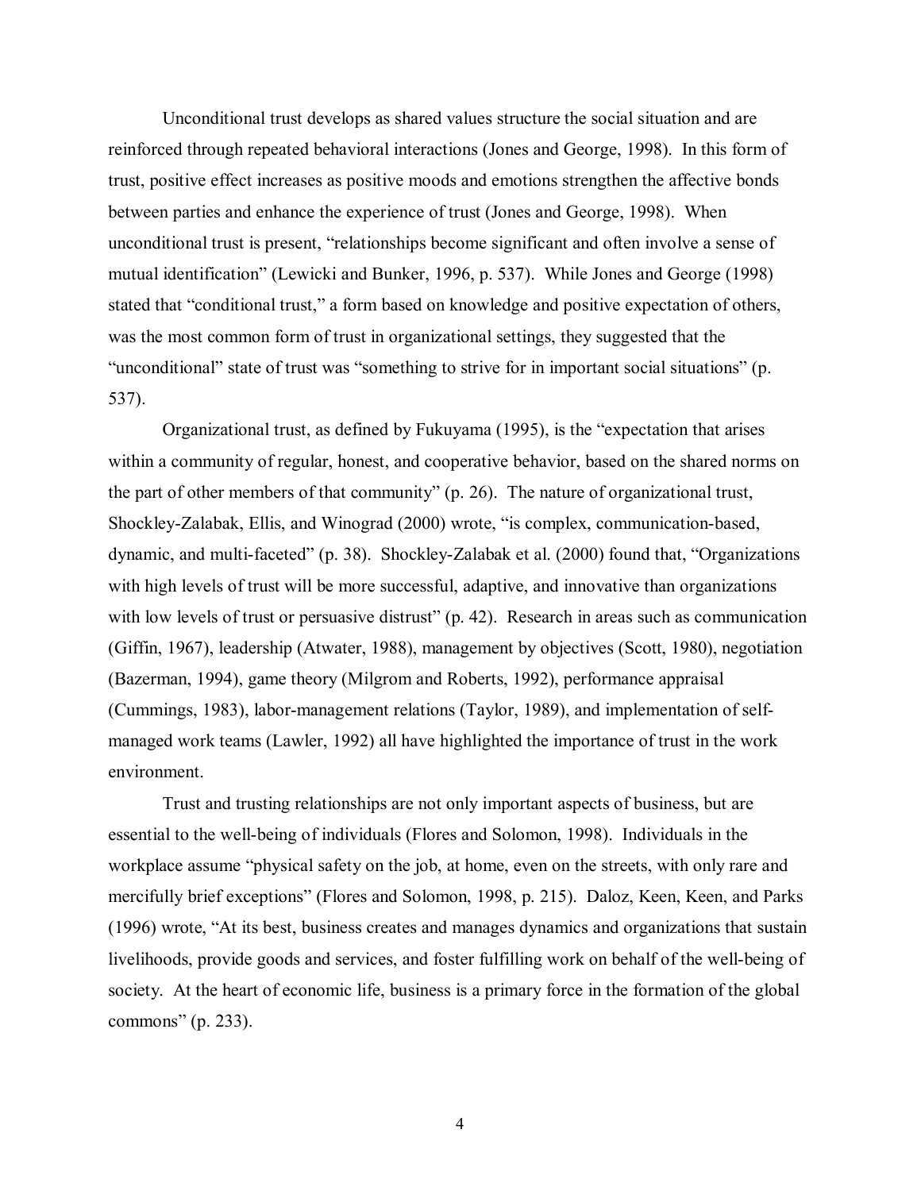Unconditional trust develops as shared values structure the social situation and are reinforced through repeated behavioral interactions (Jones and George, 1998). In this form of trust, positive effect increases as positive moods and emotions strengthen the affective bonds between parties and enhance the experience of trust (Jones and George, 1998). When unconditional trust is present, "relationships become significant and often involve a sense of mutual identification" (Lewicki and Bunker, 1996, p. 537). While Jones and George (1998) stated that "conditional trust," a form based on knowledge and positive expectation of others, was the most common form of trust in organizational settings, they suggested that the "unconditional" state of trust was "something to strive for in important social situations" (p. 537).

Organizational trust, as defined by Fukuyama (1995), is the "expectation that arises within a community of regular, honest, and cooperative behavior, based on the shared norms on the part of other members of that community" (p. 26). The nature of organizational trust, Shockley-Zalabak, Ellis, and Winograd (2000) wrote, "is complex, communication-based, dynamic, and multi-faceted" (p. 38). Shockley-Zalabak et al. (2000) found that, "Organizations with high levels of trust will be more successful, adaptive, and innovative than organizations with low levels of trust or persuasive distrust" (p. 42). Research in areas such as communication (Giffin, 1967), leadership (Atwater, 1988), management by objectives (Scott, 1980), negotiation (Bazerman, 1994), game theory (Milgrom and Roberts, 1992), performance appraisal (Cummings, 1983), labor-management relations (Taylor, 1989), and implementation of self-managed work teams (Lawler, 1992) all have highlighted the importance of trust in the work environment.

Trust and trusting relationships are not only important aspects of business, but are essential to the well-being of individuals (Flores and Solomon, 1998). Individuals in the workplace assume "physical safety on the job, at home, even on the streets, with only rare and mercifully brief exceptions" (Flores and Solomon, 1998, p. 215). Daloz, Keen, Keen, and Parks (1996) wrote, "At its best, business creates and manages dynamics and organizations that sustain livelihoods, provide goods and services, and foster fulfilling work on behalf of the well-being of society. At the heart of economic life, business is a primary force in the formation of the global commons" (p. 233).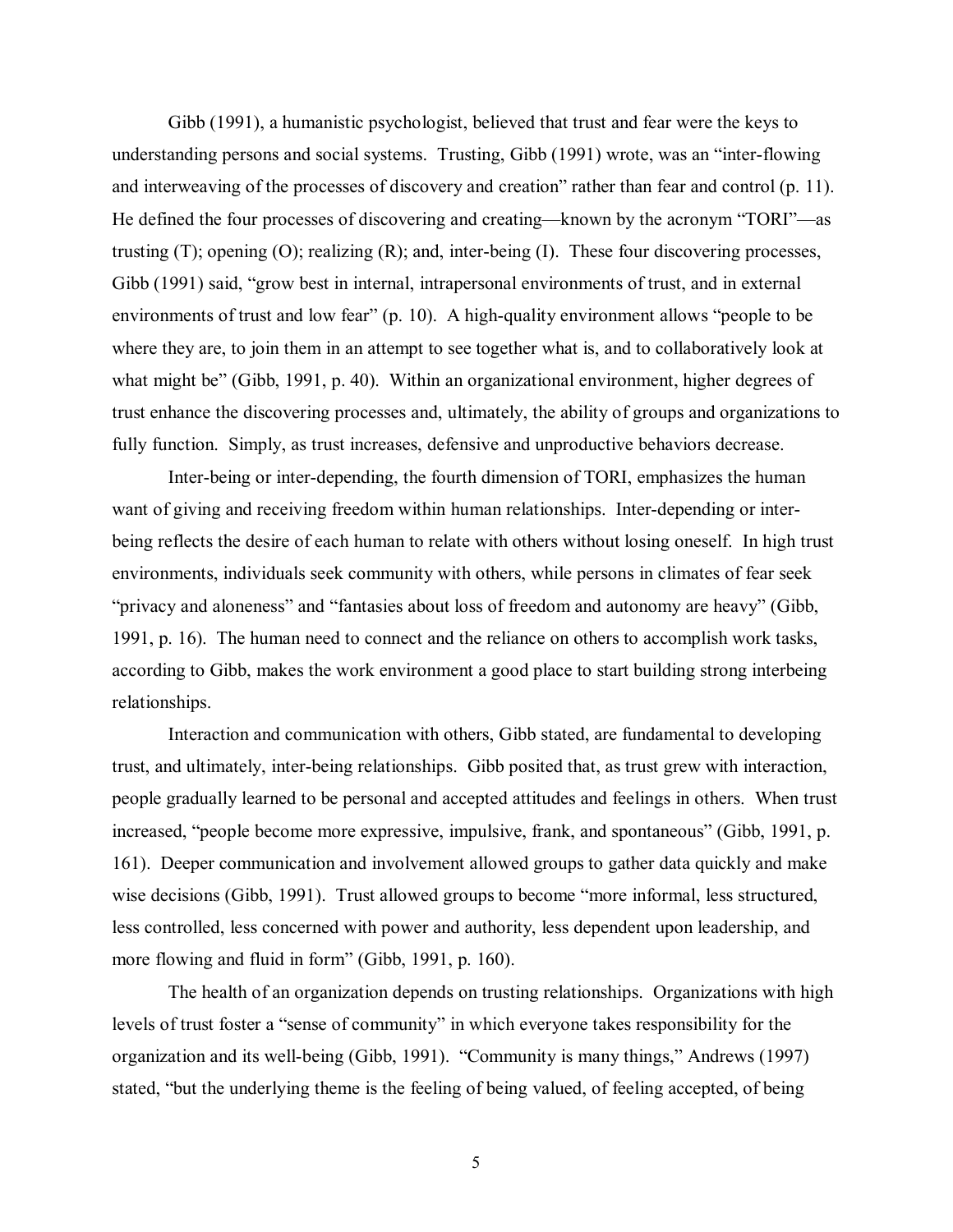Gibb (1991), a humanistic psychologist, believed that trust and fear were the keys to understanding persons and social systems. Trusting, Gibb (1991) wrote, was an "inter-flowing and interweaving of the processes of discovery and creation" rather than fear and control (p. 11). He defined the four processes of discovering and creating—known by the acronym "TORI"—as trusting (T); opening (O); realizing (R); and, inter-being (I). These four discovering processes, Gibb (1991) said, "grow best in internal, intrapersonal environments of trust, and in external environments of trust and low fear" (p. 10). A high-quality environment allows "people to be where they are, to join them in an attempt to see together what is, and to collaboratively look at what might be" (Gibb, 1991, p. 40). Within an organizational environment, higher degrees of trust enhance the discovering processes and, ultimately, the ability of groups and organizations to fully function. Simply, as trust increases, defensive and unproductive behaviors decrease.

Inter-being or inter-depending, the fourth dimension of TORI, emphasizes the human want of giving and receiving freedom within human relationships. Inter-depending or inter-being reflects the desire of each human to relate with others without losing oneself. In high trust environments, individuals seek community with others, while persons in climates of fear seek "privacy and aloneness" and "fantasies about loss of freedom and autonomy are heavy" (Gibb, 1991, p. 16). The human need to connect and the reliance on others to accomplish work tasks, according to Gibb, makes the work environment a good place to start building strong interbeing relationships.

Interaction and communication with others, Gibb stated, are fundamental to developing trust, and ultimately, inter-being relationships. Gibb posited that, as trust grew with interaction, people gradually learned to be personal and accepted attitudes and feelings in others. When trust increased, "people become more expressive, impulsive, frank, and spontaneous" (Gibb, 1991, p. 161). Deeper communication and involvement allowed groups to gather data quickly and make wise decisions (Gibb, 1991). Trust allowed groups to become "more informal, less structured, less controlled, less concerned with power and authority, less dependent upon leadership, and more flowing and fluid in form" (Gibb, 1991, p. 160).

The health of an organization depends on trusting relationships. Organizations with high levels of trust foster a "sense of community" in which everyone takes responsibility for the organization and its well-being (Gibb, 1991). "Community is many things," Andrews (1997) stated, "but the underlying theme is the feeling of being valued, of feeling accepted, of being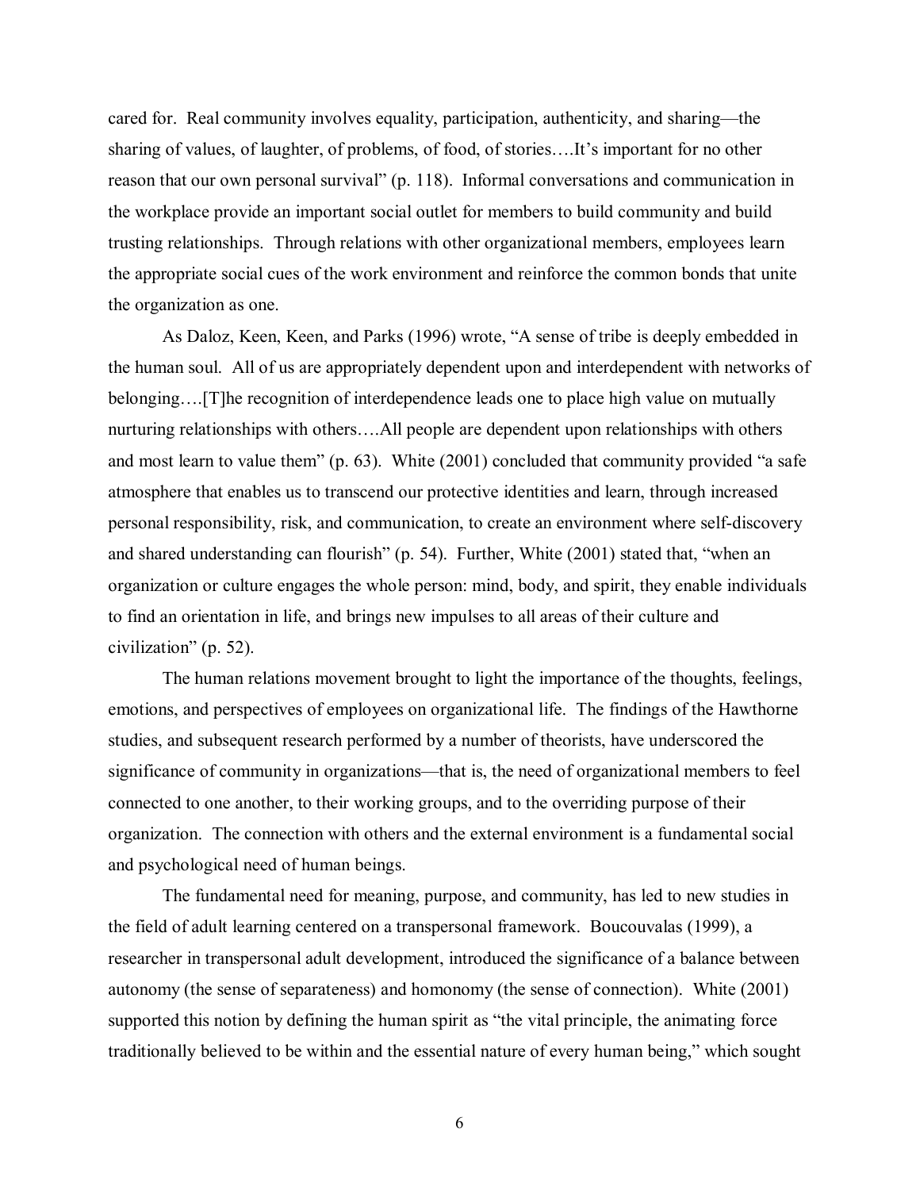cared for. Real community involves equality, participation, authenticity, and sharing—the sharing of values, of laughter, of problems, of food, of stories….It's important for no other reason that our own personal survival" (p. 118). Informal conversations and communication in the workplace provide an important social outlet for members to build community and build trusting relationships. Through relations with other organizational members, employees learn the appropriate social cues of the work environment and reinforce the common bonds that unite the organization as one.

As Daloz, Keen, Keen, and Parks (1996) wrote, "A sense of tribe is deeply embedded in the human soul. All of us are appropriately dependent upon and interdependent with networks of belonging….[T]he recognition of interdependence leads one to place high value on mutually nurturing relationships with others….All people are dependent upon relationships with others and most learn to value them" (p. 63). White (2001) concluded that community provided "a safe atmosphere that enables us to transcend our protective identities and learn, through increased personal responsibility, risk, and communication, to create an environment where self-discovery and shared understanding can flourish" (p. 54). Further, White (2001) stated that, "when an organization or culture engages the whole person: mind, body, and spirit, they enable individuals to find an orientation in life, and brings new impulses to all areas of their culture and civilization" (p. 52).

The human relations movement brought to light the importance of the thoughts, feelings, emotions, and perspectives of employees on organizational life. The findings of the Hawthorne studies, and subsequent research performed by a number of theorists, have underscored the significance of community in organizations—that is, the need of organizational members to feel connected to one another, to their working groups, and to the overriding purpose of their organization. The connection with others and the external environment is a fundamental social and psychological need of human beings.

The fundamental need for meaning, purpose, and community, has led to new studies in the field of adult learning centered on a transpersonal framework. Boucouvalas (1999), a researcher in transpersonal adult development, introduced the significance of a balance between autonomy (the sense of separateness) and homonomy (the sense of connection). White (2001) supported this notion by defining the human spirit as "the vital principle, the animating force traditionally believed to be within and the essential nature of every human being," which sought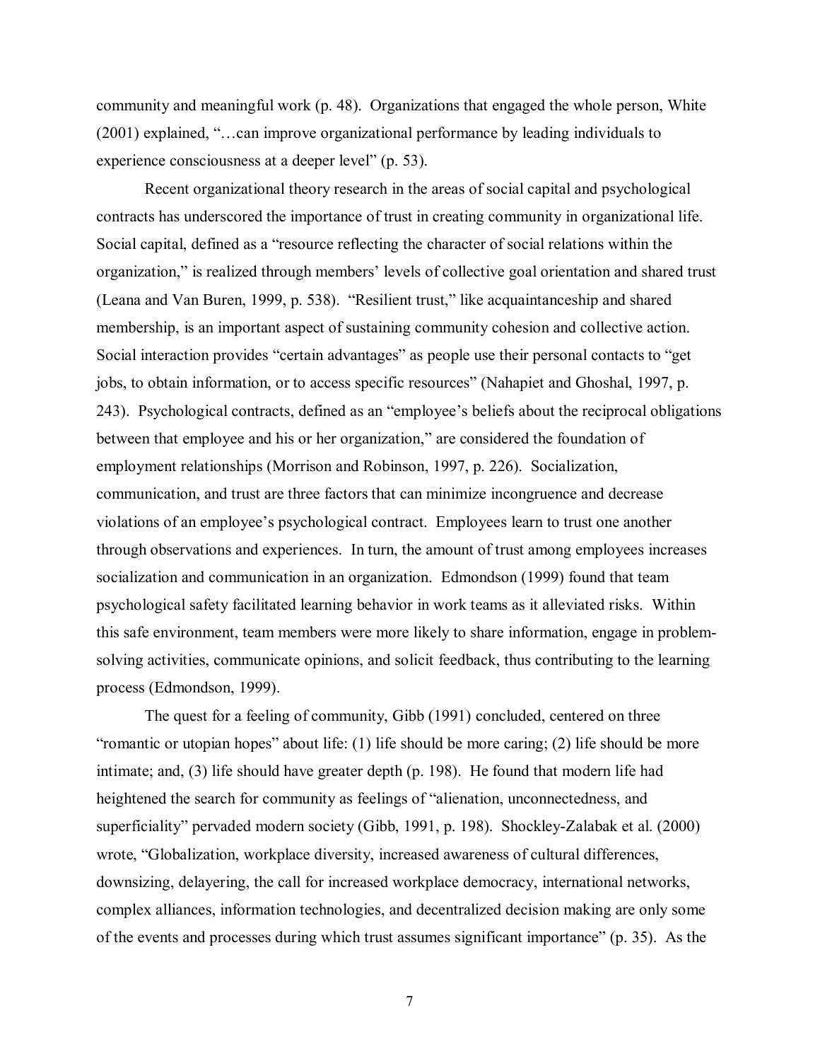community and meaningful work (p. 48). Organizations that engaged the whole person, White (2001) explained, "…can improve organizational performance by leading individuals to experience consciousness at a deeper level" (p. 53).

Recent organizational theory research in the areas of social capital and psychological contracts has underscored the importance of trust in creating community in organizational life. Social capital, defined as a "resource reflecting the character of social relations within the organization," is realized through members' levels of collective goal orientation and shared trust (Leana and Van Buren, 1999, p. 538). "Resilient trust," like acquaintanceship and shared membership, is an important aspect of sustaining community cohesion and collective action. Social interaction provides "certain advantages" as people use their personal contacts to "get jobs, to obtain information, or to access specific resources" (Nahapiet and Ghoshal, 1997, p. 243). Psychological contracts, defined as an "employee's beliefs about the reciprocal obligations between that employee and his or her organization," are considered the foundation of employment relationships (Morrison and Robinson, 1997, p. 226). Socialization, communication, and trust are three factors that can minimize incongruence and decrease violations of an employee's psychological contract. Employees learn to trust one another through observations and experiences. In turn, the amount of trust among employees increases socialization and communication in an organization. Edmondson (1999) found that team psychological safety facilitated learning behavior in work teams as it alleviated risks. Within this safe environment, team members were more likely to share information, engage in problem-solving activities, communicate opinions, and solicit feedback, thus contributing to the learning process (Edmondson, 1999).

The quest for a feeling of community, Gibb (1991) concluded, centered on three "romantic or utopian hopes" about life: (1) life should be more caring; (2) life should be more intimate; and, (3) life should have greater depth (p. 198). He found that modern life had heightened the search for community as feelings of "alienation, unconnectedness, and superficiality" pervaded modern society (Gibb, 1991, p. 198). Shockley-Zalabak et al. (2000) wrote, "Globalization, workplace diversity, increased awareness of cultural differences, downsizing, delayering, the call for increased workplace democracy, international networks, complex alliances, information technologies, and decentralized decision making are only some of the events and processes during which trust assumes significant importance" (p. 35). As the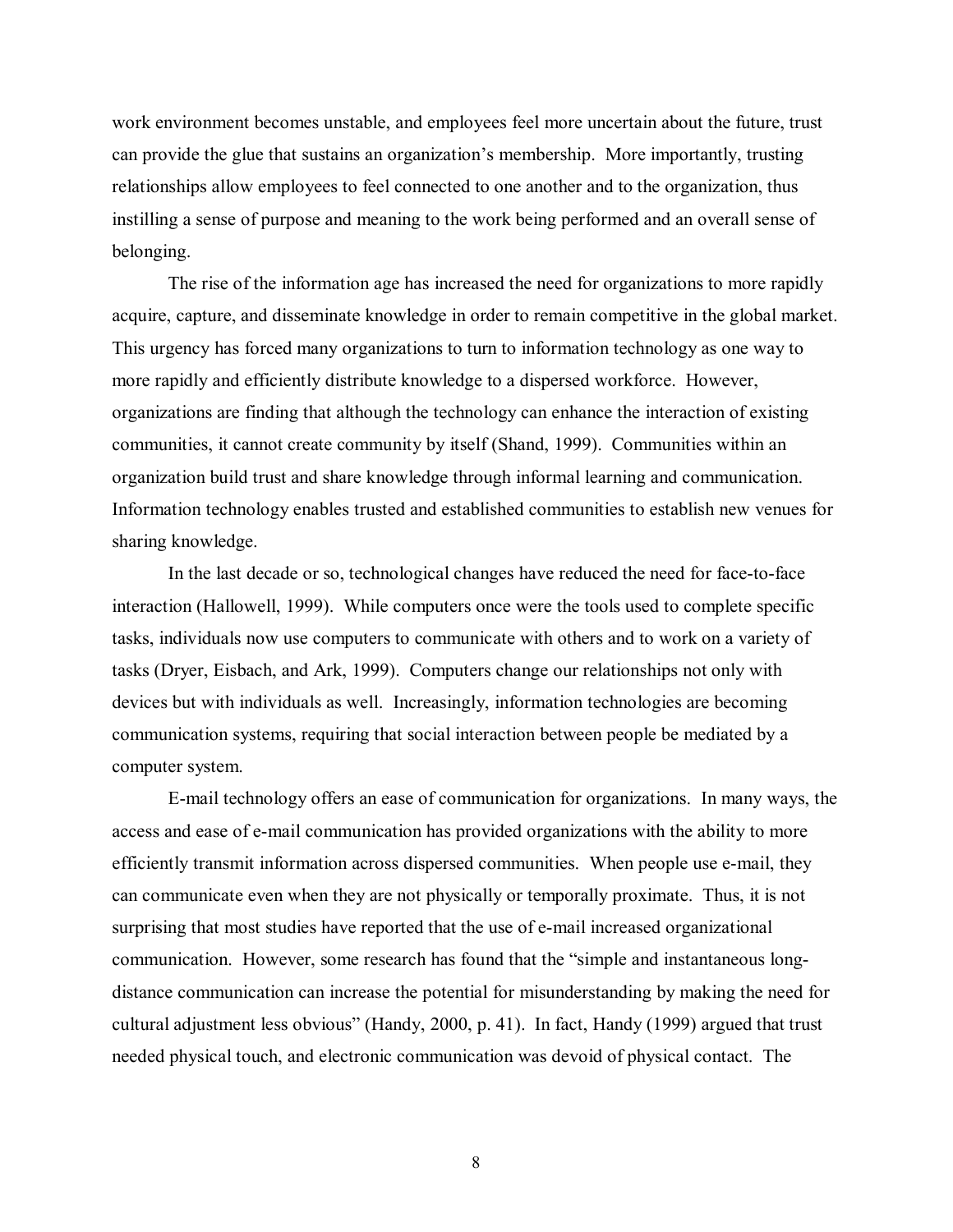work environment becomes unstable, and employees feel more uncertain about the future, trust can provide the glue that sustains an organization's membership. More importantly, trusting relationships allow employees to feel connected to one another and to the organization, thus instilling a sense of purpose and meaning to the work being performed and an overall sense of belonging.

The rise of the information age has increased the need for organizations to more rapidly acquire, capture, and disseminate knowledge in order to remain competitive in the global market. This urgency has forced many organizations to turn to information technology as one way to more rapidly and efficiently distribute knowledge to a dispersed workforce. However, organizations are finding that although the technology can enhance the interaction of existing communities, it cannot create community by itself (Shand, 1999). Communities within an organization build trust and share knowledge through informal learning and communication. Information technology enables trusted and established communities to establish new venues for sharing knowledge.

In the last decade or so, technological changes have reduced the need for face-to-face interaction (Hallowell, 1999). While computers once were the tools used to complete specific tasks, individuals now use computers to communicate with others and to work on a variety of tasks (Dryer, Eisbach, and Ark, 1999). Computers change our relationships not only with devices but with individuals as well. Increasingly, information technologies are becoming communication systems, requiring that social interaction between people be mediated by a computer system.

E-mail technology offers an ease of communication for organizations. In many ways, the access and ease of e-mail communication has provided organizations with the ability to more efficiently transmit information across dispersed communities. When people use e-mail, they can communicate even when they are not physically or temporally proximate. Thus, it is not surprising that most studies have reported that the use of e-mail increased organizational communication. However, some research has found that the "simple and instantaneous long-distance communication can increase the potential for misunderstanding by making the need for cultural adjustment less obvious" (Handy, 2000, p. 41). In fact, Handy (1999) argued that trust needed physical touch, and electronic communication was devoid of physical contact. The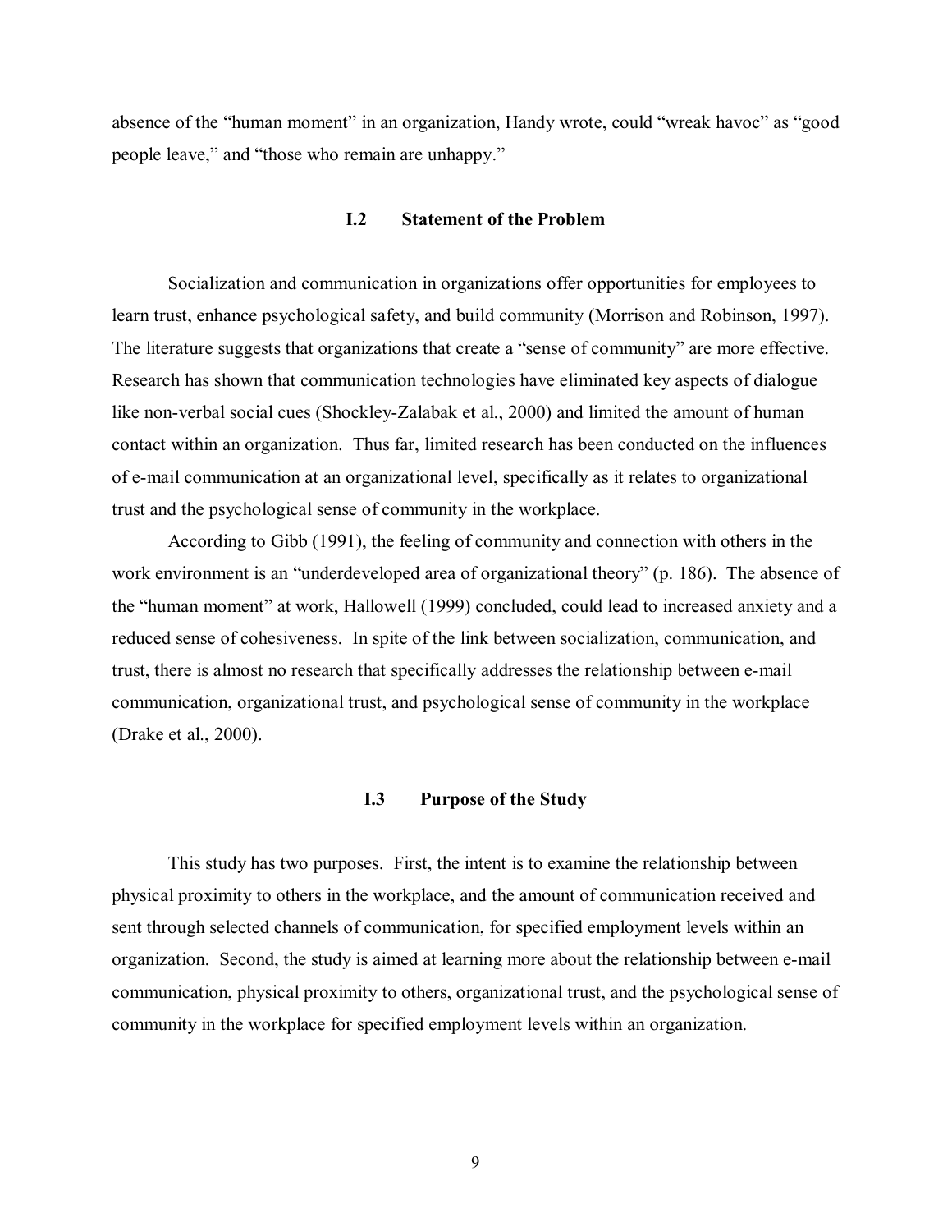absence of the "human moment" in an organization, Handy wrote, could "wreak havoc" as "good people leave," and "those who remain are unhappy."

## I.2 Statement of the Problem

Socialization and communication in organizations offer opportunities for employees to learn trust, enhance psychological safety, and build community (Morrison and Robinson, 1997). The literature suggests that organizations that create a "sense of community" are more effective. Research has shown that communication technologies have eliminated key aspects of dialogue like non-verbal social cues (Shockley-Zalabak et al., 2000) and limited the amount of human contact within an organization. Thus far, limited research has been conducted on the influences of e-mail communication at an organizational level, specifically as it relates to organizational trust and the psychological sense of community in the workplace.

According to Gibb (1991), the feeling of community and connection with others in the work environment is an "underdeveloped area of organizational theory" (p. 186). The absence of the "human moment" at work, Hallowell (1999) concluded, could lead to increased anxiety and a reduced sense of cohesiveness. In spite of the link between socialization, communication, and trust, there is almost no research that specifically addresses the relationship between e-mail communication, organizational trust, and psychological sense of community in the workplace (Drake et al., 2000).

## I.3 Purpose of the Study

This study has two purposes. First, the intent is to examine the relationship between physical proximity to others in the workplace, and the amount of communication received and sent through selected channels of communication, for specified employment levels within an organization. Second, the study is aimed at learning more about the relationship between e-mail communication, physical proximity to others, organizational trust, and the psychological sense of community in the workplace for specified employment levels within an organization.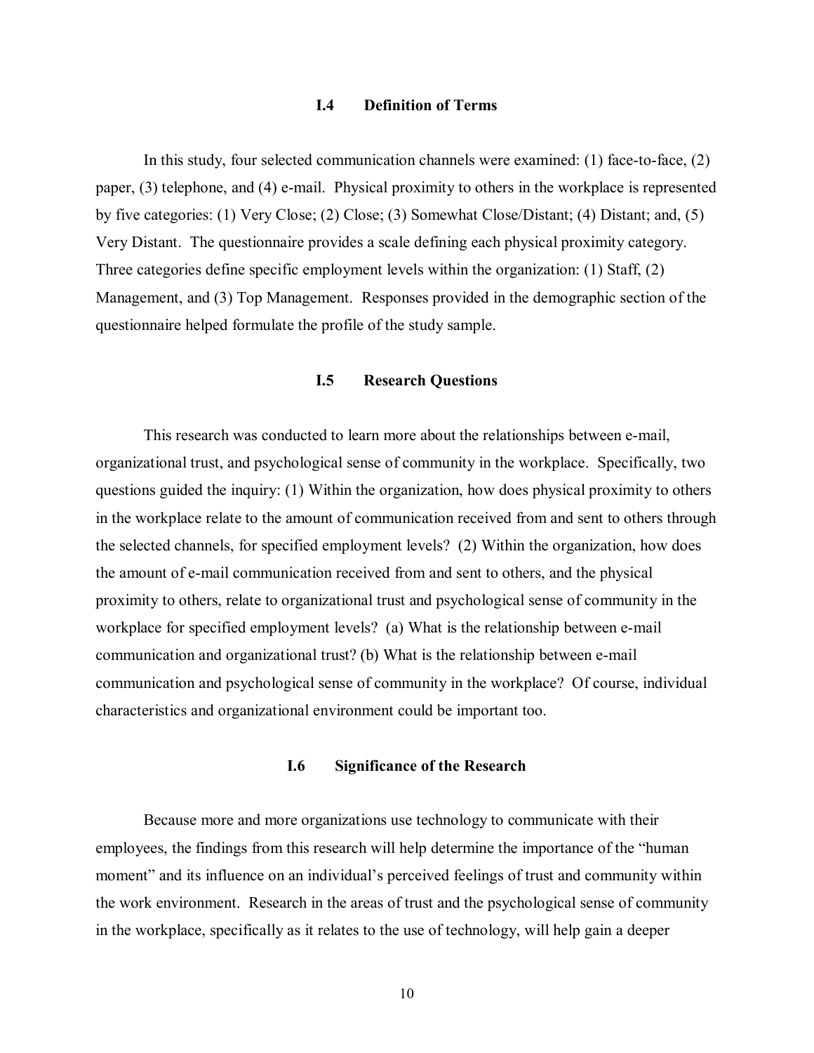## I.4 Definition of Terms

In this study, four selected communication channels were examined: (1) face-to-face, (2) paper, (3) telephone, and (4) e-mail. Physical proximity to others in the workplace is represented by five categories: (1) Very Close; (2) Close; (3) Somewhat Close/Distant; (4) Distant; and, (5) Very Distant. The questionnaire provides a scale defining each physical proximity category. Three categories define specific employment levels within the organization: (1) Staff, (2) Management, and (3) Top Management. Responses provided in the demographic section of the questionnaire helped formulate the profile of the study sample.

## I.5 Research Questions

This research was conducted to learn more about the relationships between e-mail, organizational trust, and psychological sense of community in the workplace. Specifically, two questions guided the inquiry: (1) Within the organization, how does physical proximity to others in the workplace relate to the amount of communication received from and sent to others through the selected channels, for specified employment levels? (2) Within the organization, how does the amount of e-mail communication received from and sent to others, and the physical proximity to others, relate to organizational trust and psychological sense of community in the workplace for specified employment levels? (a) What is the relationship between e-mail communication and organizational trust? (b) What is the relationship between e-mail communication and psychological sense of community in the workplace? Of course, individual characteristics and organizational environment could be important too.

## I.6 Significance of the Research

Because more and more organizations use technology to communicate with their employees, the findings from this research will help determine the importance of the "human moment" and its influence on an individual's perceived feelings of trust and community within the work environment. Research in the areas of trust and the psychological sense of community in the workplace, specifically as it relates to the use of technology, will help gain a deeper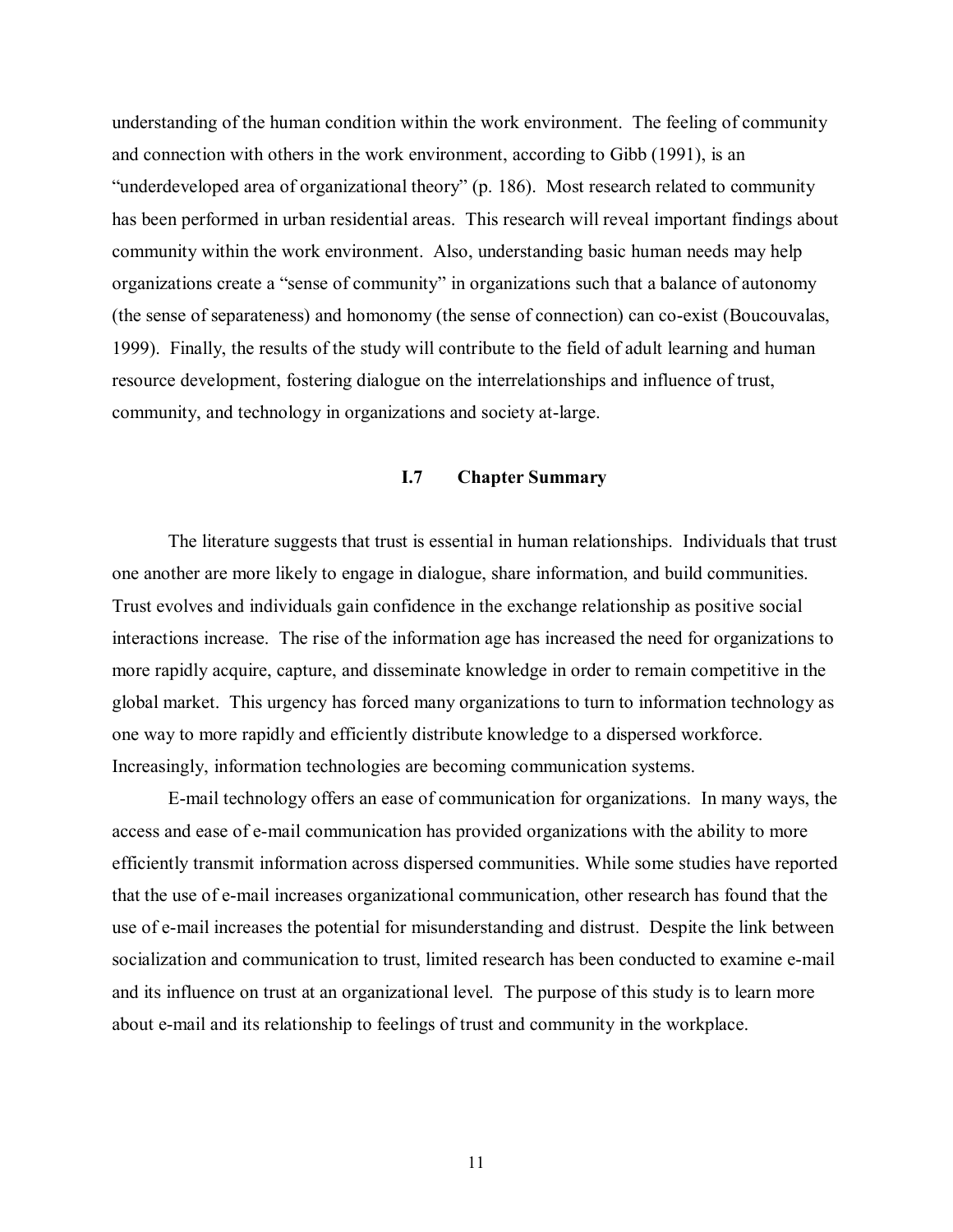understanding of the human condition within the work environment. The feeling of community and connection with others in the work environment, according to Gibb (1991), is an "underdeveloped area of organizational theory" (p. 186). Most research related to community has been performed in urban residential areas. This research will reveal important findings about community within the work environment. Also, understanding basic human needs may help organizations create a "sense of community" in organizations such that a balance of autonomy (the sense of separateness) and homonomy (the sense of connection) can co-exist (Boucouvalas, 1999). Finally, the results of the study will contribute to the field of adult learning and human resource development, fostering dialogue on the interrelationships and influence of trust, community, and technology in organizations and society at-large.

## I.7 Chapter Summary

The literature suggests that trust is essential in human relationships. Individuals that trust one another are more likely to engage in dialogue, share information, and build communities. Trust evolves and individuals gain confidence in the exchange relationship as positive social interactions increase. The rise of the information age has increased the need for organizations to more rapidly acquire, capture, and disseminate knowledge in order to remain competitive in the global market. This urgency has forced many organizations to turn to information technology as one way to more rapidly and efficiently distribute knowledge to a dispersed workforce. Increasingly, information technologies are becoming communication systems.

E-mail technology offers an ease of communication for organizations. In many ways, the access and ease of e-mail communication has provided organizations with the ability to more efficiently transmit information across dispersed communities. While some studies have reported that the use of e-mail increases organizational communication, other research has found that the use of e-mail increases the potential for misunderstanding and distrust. Despite the link between socialization and communication to trust, limited research has been conducted to examine e-mail and its influence on trust at an organizational level. The purpose of this study is to learn more about e-mail and its relationship to feelings of trust and community in the workplace.